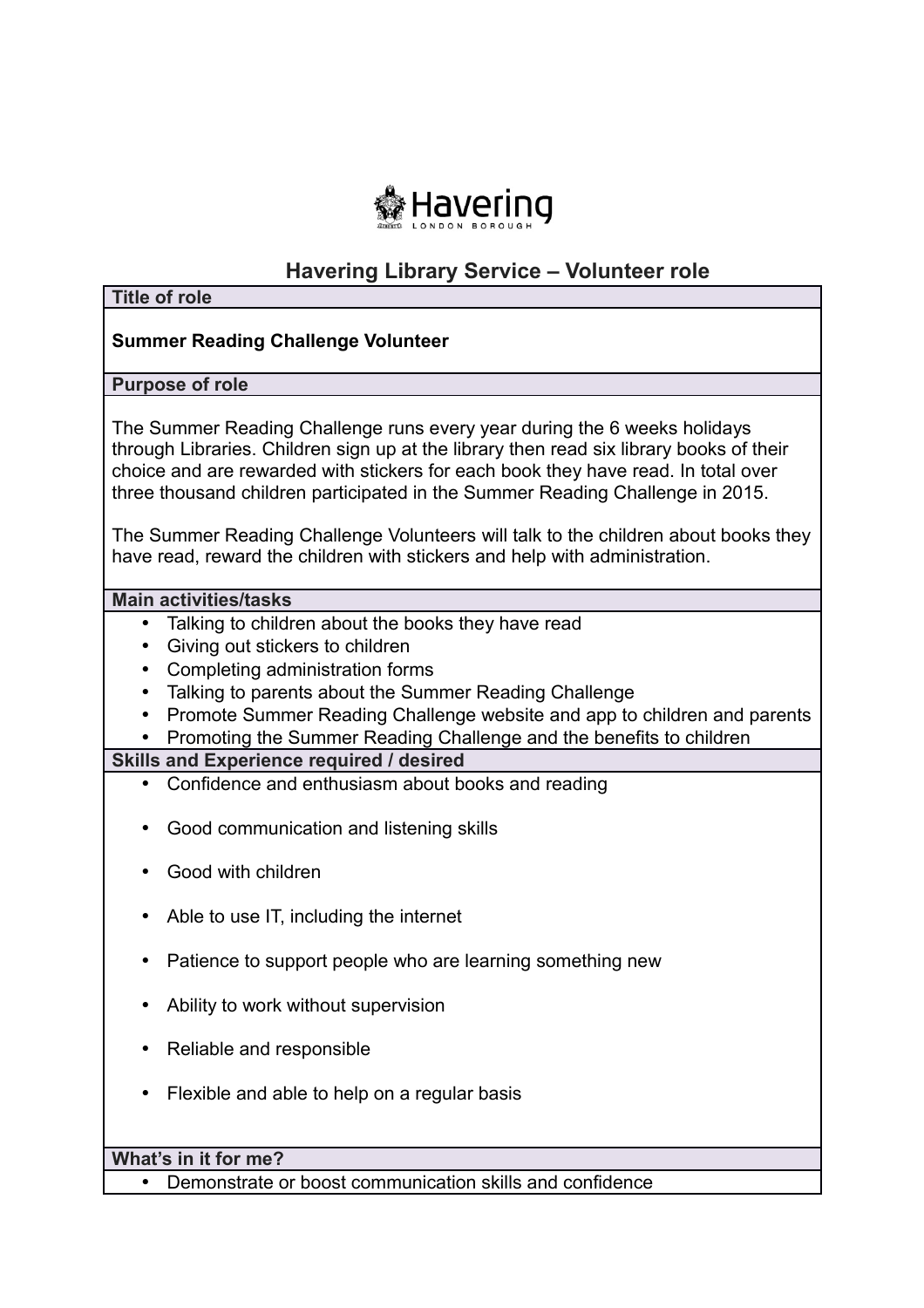Havering
LONDON BOROUGH

# Havering Library Service – Volunteer role

## Title of role

**Summer Reading Challenge Volunteer**

## Purpose of role

The Summer Reading Challenge runs every year during the 6 weeks holidays through Libraries. Children sign up at the library then read six library books of their choice and are rewarded with stickers for each book they have read. In total over three thousand children participated in the Summer Reading Challenge in 2015.

The Summer Reading Challenge Volunteers will talk to the children about books they have read, reward the children with stickers and help with administration.

## Main activities/tasks

- Talking to children about the books they have read
- Giving out stickers to children
- Completing administration forms
- Talking to parents about the Summer Reading Challenge
- Promote Summer Reading Challenge website and app to children and parents
- Promoting the Summer Reading Challenge and the benefits to children

## Skills and Experience required / desired

- Confidence and enthusiasm about books and reading
- Good communication and listening skills
- Good with children
- Able to use IT, including the internet
- Patience to support people who are learning something new
- Ability to work without supervision
- Reliable and responsible
- Flexible and able to help on a regular basis

## What's in it for me?

- Demonstrate or boost communication skills and confidence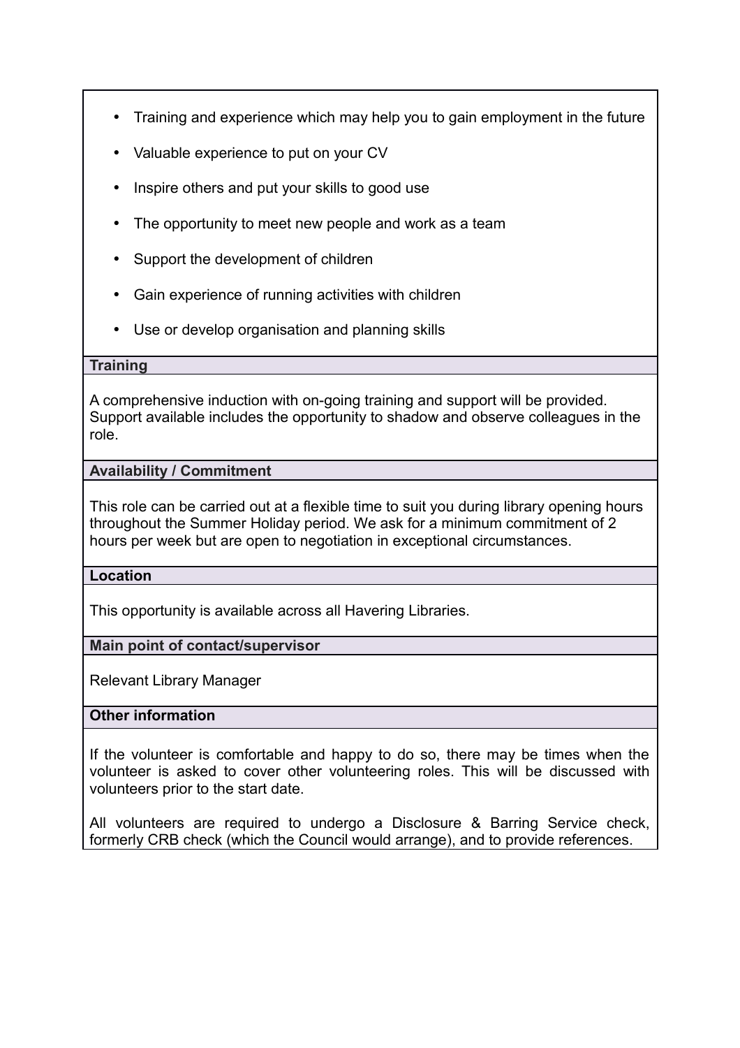- Training and experience which may help you to gain employment in the future
- Valuable experience to put on your CV
- Inspire others and put your skills to good use
- The opportunity to meet new people and work as a team
- Support the development of children
- Gain experience of running activities with children
- Use or develop organisation and planning skills

**Training**

A comprehensive induction with on-going training and support will be provided. Support available includes the opportunity to shadow and observe colleagues in the role.

**Availability / Commitment**

This role can be carried out at a flexible time to suit you during library opening hours throughout the Summer Holiday period. We ask for a minimum commitment of 2 hours per week but are open to negotiation in exceptional circumstances.

**Location**

This opportunity is available across all Havering Libraries.

**Main point of contact/supervisor**

Relevant Library Manager

**Other information**

If the volunteer is comfortable and happy to do so, there may be times when the volunteer is asked to cover other volunteering roles. This will be discussed with volunteers prior to the start date.

All volunteers are required to undergo a Disclosure & Barring Service check, formerly CRB check (which the Council would arrange), and to provide references.